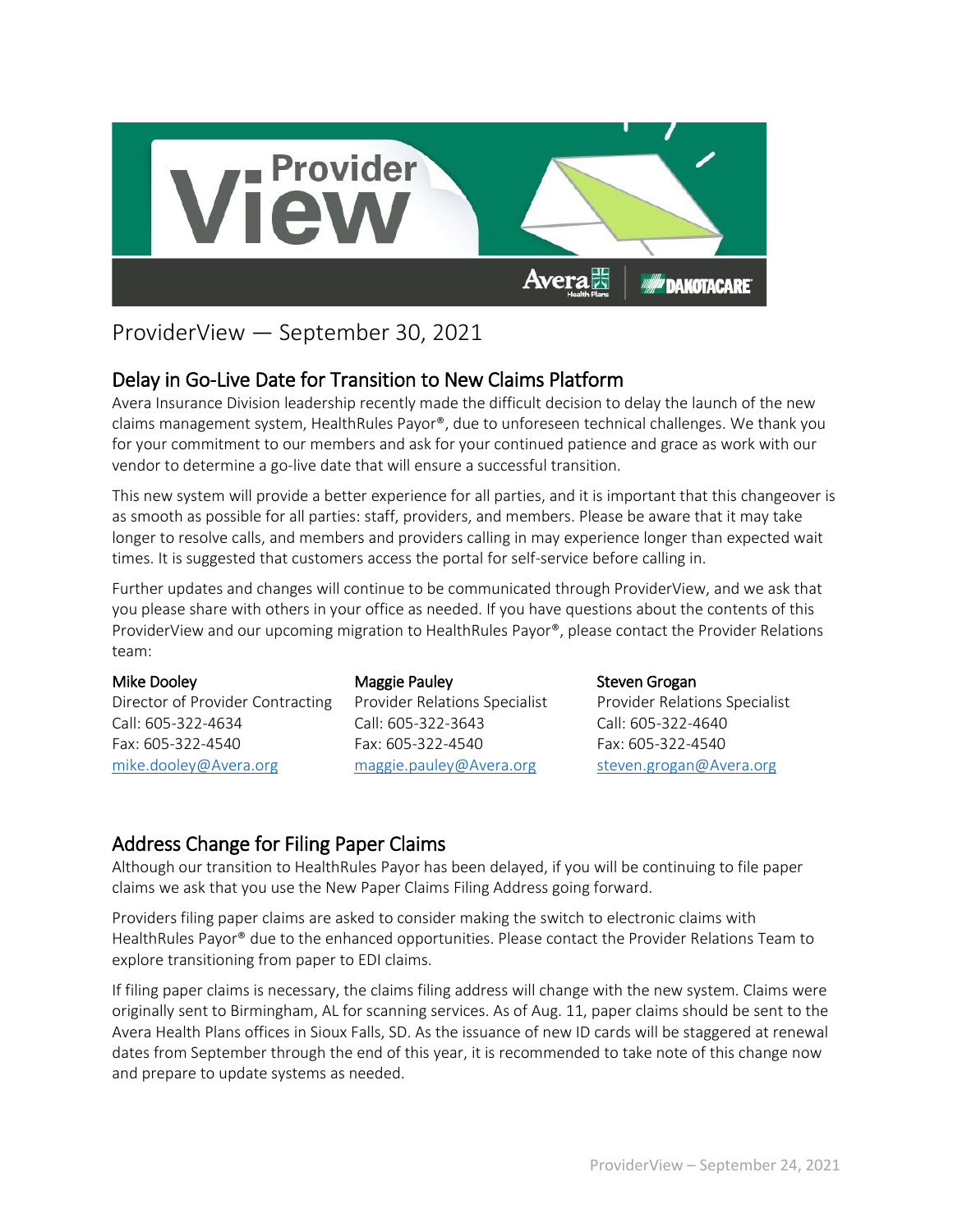# ProviderView — September 30, 2021

## Delay in Go-Live Date for Transition to New Claims Platform

Avera Insurance Division leadership recently made the difficult decision to delay the launch of the new claims management system, HealthRules Payor®, due to unforeseen technical challenges. We thank you for your commitment to our members and ask for your continued patience and grace as work with our vendor to determine a go-live date that will ensure a successful transition.

This new system will provide a better experience for all parties, and it is important that this changeover is as smooth as possible for all parties: staff, providers, and members. Please be aware that it may take longer to resolve calls, and members and providers calling in may experience longer than expected wait times. It is suggested that customers access the portal for self-service before calling in.

Further updates and changes will continue to be communicated through ProviderView, and we ask that you please share with others in your office as needed. If you have questions about the contents of this ProviderView and our upcoming migration to HealthRules Payor®, please contact the Provider Relations team:

**Mike Dooley**
Director of Provider Contracting
Call: 605-322-4634
Fax: 605-322-4540
mike.dooley@Avera.org

**Maggie Pauley**
Provider Relations Specialist
Call: 605-322-3643
Fax: 605-322-4540
maggie.pauley@Avera.org

**Steven Grogan**
Provider Relations Specialist
Call: 605-322-4640
Fax: 605-322-4540
steven.grogan@Avera.org

## Address Change for Filing Paper Claims

Although our transition to HealthRules Payor has been delayed, if you will be continuing to file paper claims we ask that you use the New Paper Claims Filing Address going forward.

Providers filing paper claims are asked to consider making the switch to electronic claims with HealthRules Payor® due to the enhanced opportunities. Please contact the Provider Relations Team to explore transitioning from paper to EDI claims.

If filing paper claims is necessary, the claims filing address will change with the new system. Claims were originally sent to Birmingham, AL for scanning services. As of Aug. 11, paper claims should be sent to the Avera Health Plans offices in Sioux Falls, SD. As the issuance of new ID cards will be staggered at renewal dates from September through the end of this year, it is recommended to take note of this change now and prepare to update systems as needed.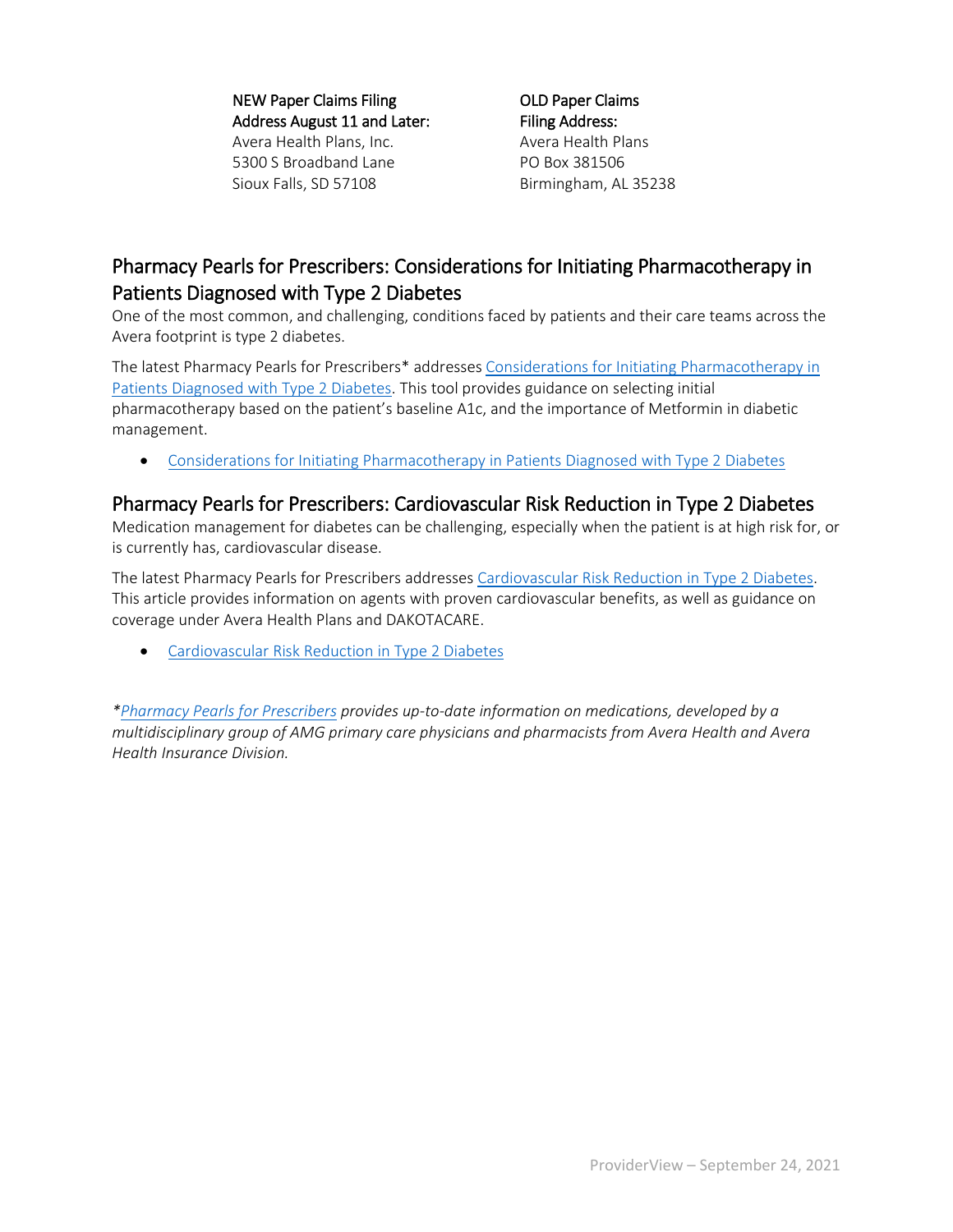**NEW Paper Claims Filing Address August 11 and Later:**
Avera Health Plans, Inc.
5300 S Broadband Lane
Sioux Falls, SD 57108

**OLD Paper Claims Filing Address:**
Avera Health Plans
PO Box 381506
Birmingham, AL 35238

## Pharmacy Pearls for Prescribers: Considerations for Initiating Pharmacotherapy in Patients Diagnosed with Type 2 Diabetes

One of the most common, and challenging, conditions faced by patients and their care teams across the Avera footprint is type 2 diabetes.

The latest Pharmacy Pearls for Prescribers* addresses Considerations for Initiating Pharmacotherapy in Patients Diagnosed with Type 2 Diabetes. This tool provides guidance on selecting initial pharmacotherapy based on the patient's baseline A1c, and the importance of Metformin in diabetic management.

- Considerations for Initiating Pharmacotherapy in Patients Diagnosed with Type 2 Diabetes

## Pharmacy Pearls for Prescribers: Cardiovascular Risk Reduction in Type 2 Diabetes

Medication management for diabetes can be challenging, especially when the patient is at high risk for, or is currently has, cardiovascular disease.

The latest Pharmacy Pearls for Prescribers addresses Cardiovascular Risk Reduction in Type 2 Diabetes. This article provides information on agents with proven cardiovascular benefits, as well as guidance on coverage under Avera Health Plans and DAKOTACARE.

- Cardiovascular Risk Reduction in Type 2 Diabetes

**Pharmacy Pearls for Prescribers* provides up-to-date information on medications, developed by a multidisciplinary group of AMG primary care physicians and pharmacists from Avera Health and Avera Health Insurance Division.*